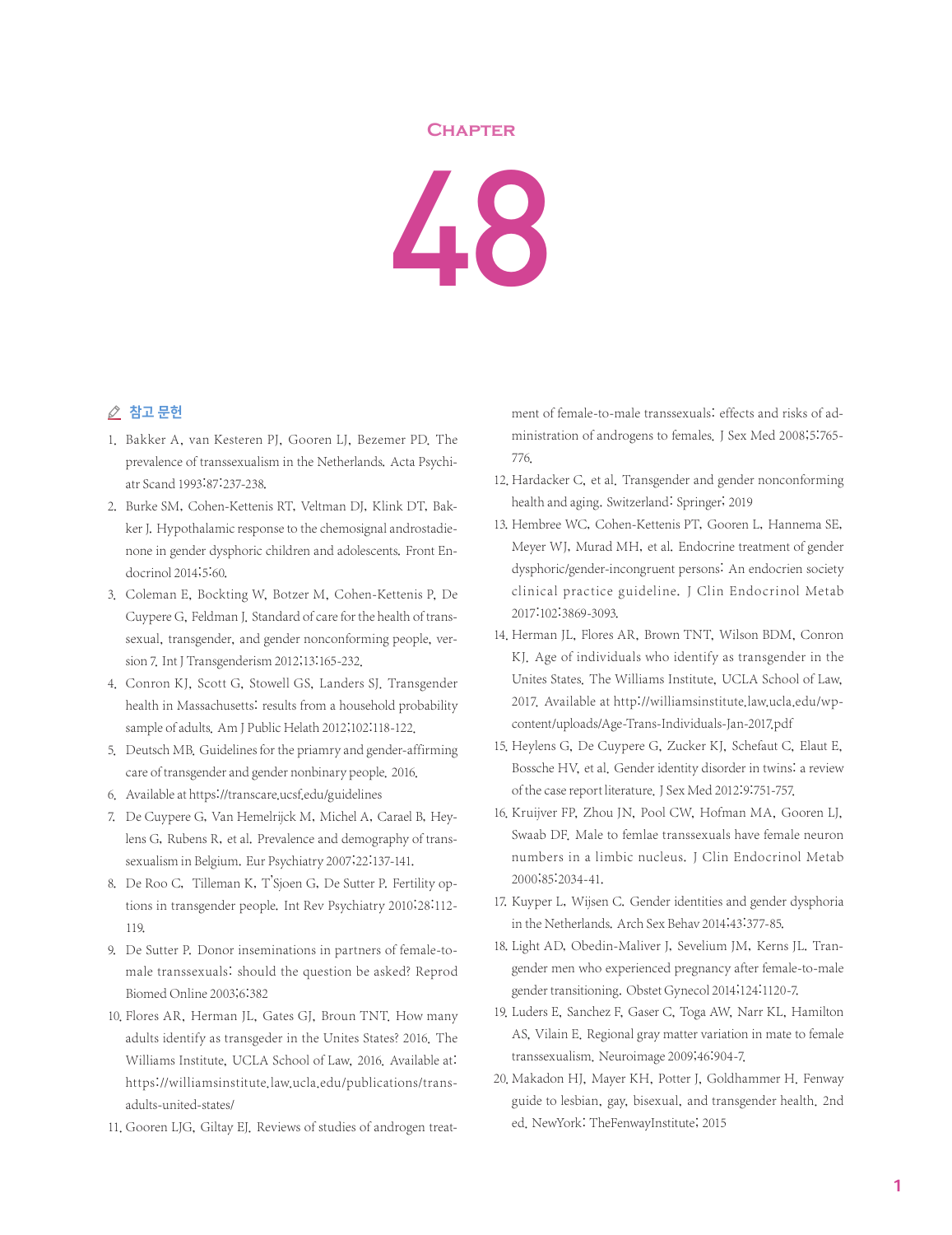# Chapter

# 48

## 참고 문헌

1. Bakker A, van Kesteren PJ, Gooren LJ, Bezemer PD. The prevalence of transsexualism in the Netherlands. Acta Psychiatr Scand 1993;87:237-238.
2. Burke SM, Cohen-Kettenis RT, Veltman DJ, Klink DT, Bakker J. Hypothalamic response to the chemosignal androstadienone in gender dysphoric children and adolescents. Front Endocrinol 2014;5:60.
3. Coleman E, Bockting W, Botzer M, Cohen-Kettenis P, De Cuypere G, Feldman J. Standard of care for the health of transsexual, transgender, and gender nonconforming people, version 7. Int J Transgenderism 2012;13:165-232.
4. Conron KJ, Scott G, Stowell GS, Landers SJ. Transgender health in Massachusetts: results from a household probability sample of adults. Am J Public Helath 2012;102:118-122.
5. Deutsch MB. Guidelines for the priamry and gender-affirming care of transgender and gender nonbinary people. 2016.
6. Available at https://transcare.ucsf.edu/guidelines
7. De Cuypere G, Van Hemelrijck M, Michel A, Carael B, Heylens G, Rubens R, et al. Prevalence and demography of transsexualism in Belgium. Eur Psychiatry 2007;22:137-141.
8. De Roo C, Tilleman K, T'Sjoen G, De Sutter P. Fertility options in transgender people. Int Rev Psychiatry 2010;28:112-119.
9. De Sutter P. Donor inseminations in partners of female-to-male transsexuals: should the question be asked? Reprod Biomed Online 2003;6:382
10. Flores AR, Herman JL, Gates GJ, Broun TNT. How many adults identify as transgeder in the Unites States? 2016. The Williams Institute, UCLA School of Law, 2016. Available at: https://williamsinstitute.law.ucla.edu/publications/trans-adults-united-states/
11. Gooren LJG, Giltay EJ. Reviews of studies of androgen treatment of female-to-male transsexuals: effects and risks of administration of androgens to females. J Sex Med 2008;5:765-776.
12. Hardacker C, et al. Transgender and gender nonconforming health and aging. Switzerland: Springer; 2019
13. Hembree WC, Cohen-Kettenis PT, Gooren L, Hannema SE, Meyer WJ, Murad MH, et al. Endocrine treatment of gender dysphoric/gender-incongruent persons: An endocrien society clinical practice guideline. J Clin Endocrinol Metab 2017;102:3869-3093.
14. Herman JL, Flores AR, Brown TNT, Wilson BDM, Conron KJ. Age of individuals who identify as transgender in the Unites States. The Williams Institute, UCLA School of Law, 2017. Available at http://williamsinstitute.law.ucla.edu/wp-content/uploads/Age-Trans-Individuals-Jan-2017.pdf
15. Heylens G, De Cuypere G, Zucker KJ, Schefaut C, Elaut E, Bossche HV, et al. Gender identity disorder in twins: a review of the case report literature. J Sex Med 2012;9:751-757.
16. Kruijver FP, Zhou JN, Pool CW, Hofman MA, Gooren LJ, Swaab DF. Male to femlae transsexuals have female neuron numbers in a limbic nucleus. J Clin Endocrinol Metab 2000;85:2034-41.
17. Kuyper L, Wijsen C. Gender identities and gender dysphoria in the Netherlands. Arch Sex Behav 2014;43:377-85.
18. Light AD, Obedin-Maliver J, Sevelium JM, Kerns JL. Trangender men who experienced pregnancy after female-to-male gender transitioning. Obstet Gynecol 2014;124:1120-7.
19. Luders E, Sanchez F, Gaser C, Toga AW, Narr KL, Hamilton AS, Vilain E. Regional gray matter variation in mate to female transsexualism. Neuroimage 2009;46:904-7.
20. Makadon HJ, Mayer KH, Potter J, Goldhammer H. Fenway guide to lesbian, gay, bisexual, and transgender health. 2nd ed. NewYork: TheFenwayInstitute; 2015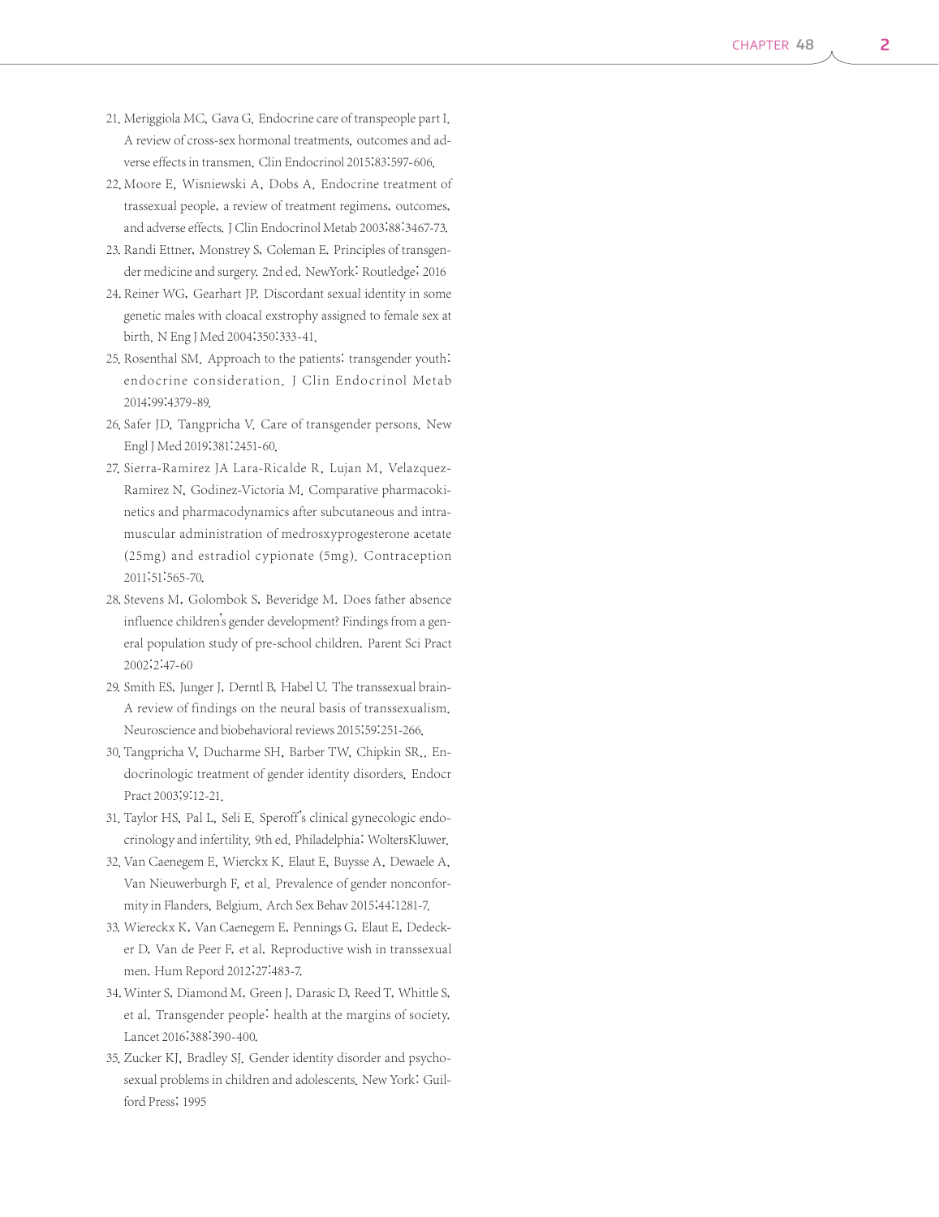21. Meriggiola MC, Gava G. Endocrine care of transpeople part I. A review of cross-sex hormonal treatments, outcomes and adverse effects in transmen. Clin Endocrinol 2015;83:597-606.
22. Moore E, Wisniewski A, Dobs A. Endocrine treatment of trassexual people, a review of treatment regimens, outcomes, and adverse effects. J Clin Endocrinol Metab 2003;88:3467-73.
23. Randi Ettner, Monstrey S, Coleman E. Principles of transgender medicine and surgery. 2nd ed. NewYork: Routledge; 2016
24. Reiner WG, Gearhart JP. Discordant sexual identity in some genetic males with cloacal exstrophy assigned to female sex at birth. N Eng J Med 2004;350:333-41.
25. Rosenthal SM. Approach to the patients: transgender youth: endocrine consideration. J Clin Endocrinol Metab 2014;99:4379-89.
26. Safer JD, Tangpricha V. Care of transgender persons. New Engl J Med 2019;381:2451-60.
27. Sierra-Ramirez JA Lara-Ricalde R, Lujan M, Velazquez-Ramirez N, Godinez-Victoria M. Comparative pharmacokinetics and pharmacodynamics after subcutaneous and intramuscular administration of medrosxyprogesterone acetate (25mg) and estradiol cypionate (5mg). Contraception 2011;51:565-70.
28. Stevens M, Golombok S, Beveridge M. Does father absence influence children's gender development? Findings from a general population study of pre-school children. Parent Sci Pract 2002;2:47-60
29. Smith ES, Junger J, Derntl B, Habel U. The transsexual brain-A review of findings on the neural basis of transsexualism. Neuroscience and biobehavioral reviews 2015;59:251-266.
30. Tangpricha V, Ducharme SH, Barber TW, Chipkin SR,. Endocrinologic treatment of gender identity disorders. Endocr Pract 2003;9:12-21.
31. Taylor HS, Pal L, Seli E. Speroff's clinical gynecologic endocrinology and infertility. 9th ed. Philadelphia: WoltersKluwer.
32. Van Caenegem E, Wierckx K, Elaut E, Buysse A, Dewaele A, Van Nieuwerburgh F, et al. Prevalence of gender nonconformity in Flanders, Belgium. Arch Sex Behav 2015;44:1281-7.
33. Wiereckx K, Van Caenegem E, Pennings G, Elaut E, Dedecker D, Van de Peer F, et al. Reproductive wish in transsexual men. Hum Repord 2012;27:483-7.
34. Winter S, Diamond M, Green J, Darasic D, Reed T, Whittle S, et al. Transgender people: health at the margins of society. Lancet 2016;388:390-400.
35. Zucker KJ, Bradley SJ. Gender identity disorder and psychosexual problems in children and adolescents. New York: Guilford Press; 1995